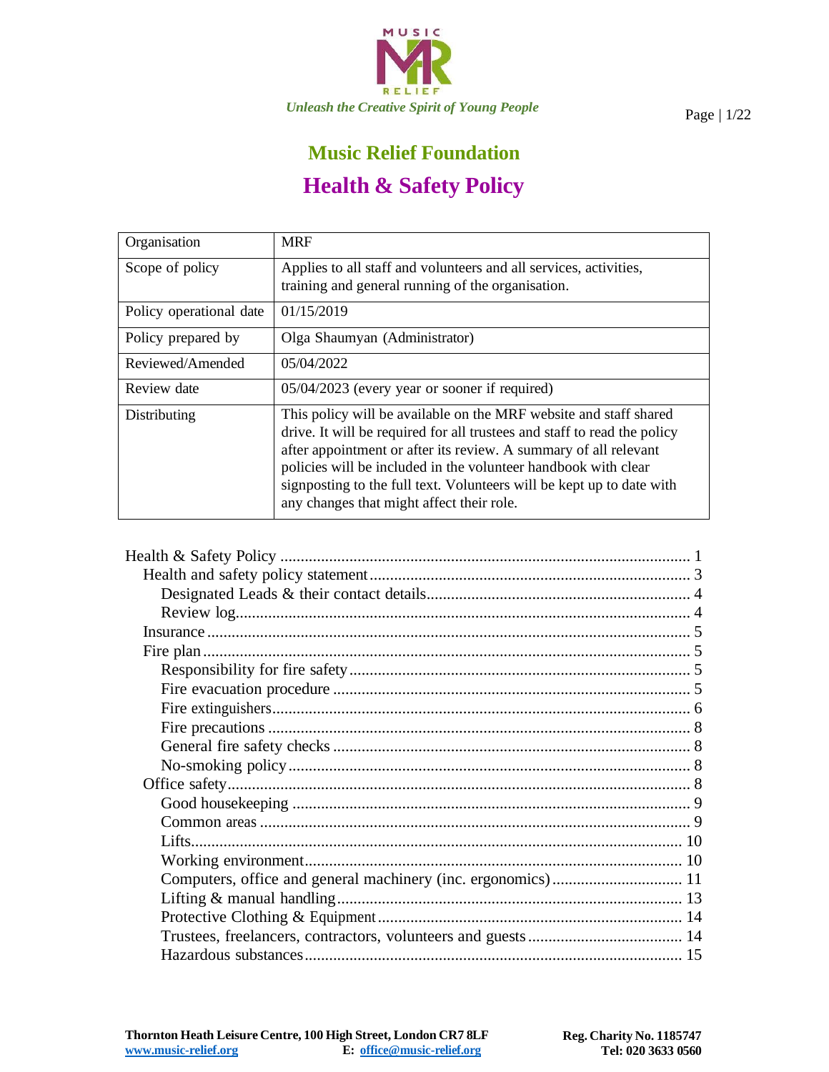*Unleash the Creative Spirit of Young People*

# Music Relief Foundation

# Health & Safety Policy

| Organisation | MRF |
|---|---|
| Scope of policy | Applies to all staff and volunteers and all services, activities, training and general running of the organisation. |
| Policy operational date | 01/15/2019 |
| Policy prepared by | Olga Shaumyan (Administrator) |
| Reviewed/Amended | 05/04/2022 |
| Review date | 05/04/2023 (every year or sooner if required) |
| Distributing | This policy will be available on the MRF website and staff shared drive. It will be required for all trustees and staff to read the policy after appointment or after its review. A summary of all relevant policies will be included in the volunteer handbook with clear signposting to the full text. Volunteers will be kept up to date with any changes that might affect their role. |

- Health & Safety Policy .................... 1
  - Health and safety policy statement .................... 3
    - Designated Leads & their contact details .................... 4
    - Review log .................... 4
  - Insurance .................... 5
  - Fire plan .................... 5
    - Responsibility for fire safety .................... 5
    - Fire evacuation procedure .................... 5
    - Fire extinguishers .................... 6
    - Fire precautions .................... 8
    - General fire safety checks .................... 8
    - No-smoking policy .................... 8
  - Office safety .................... 8
    - Good housekeeping .................... 9
    - Common areas .................... 9
    - Lifts .................... 10
    - Working environment .................... 10
    - Computers, office and general machinery (inc. ergonomics) .................... 11
    - Lifting & manual handling .................... 13
    - Protective Clothing & Equipment .................... 14
    - Trustees, freelancers, contractors, volunteers and guests .................... 14
    - Hazardous substances .................... 15

**Thornton Heath Leisure Centre, 100 High Street, London CR7 8LF** **Reg. Charity No. 1185747**
www.music-relief.org **E:** office@music-relief.org **Tel: 020 3633 0560**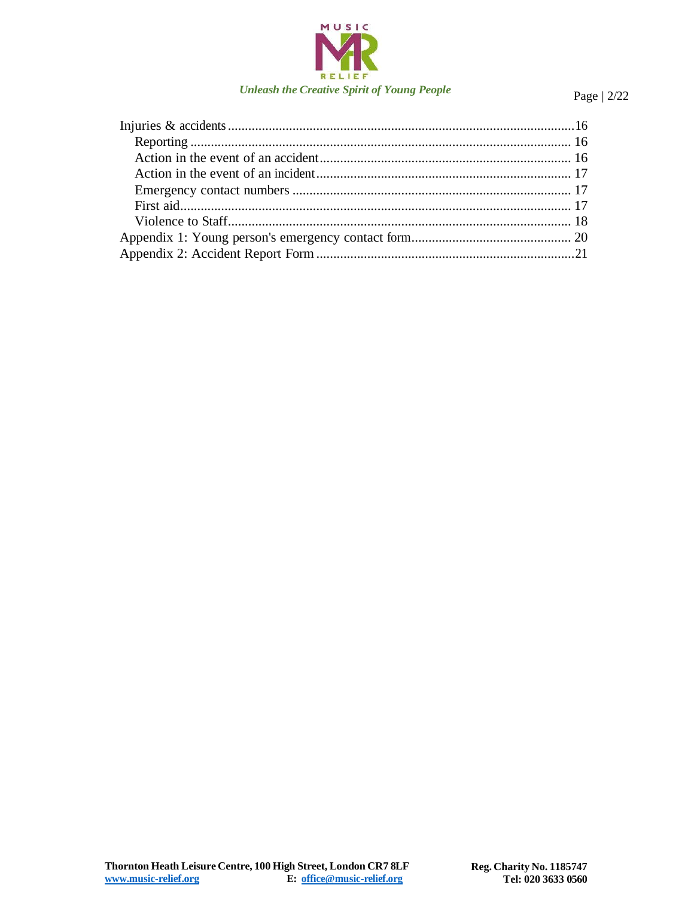Injuries & accidents.....................................................................................................16
  Reporting ............................................................................................................... 16
  Action in the event of an accident......................................................................... 16
  Action in the event of an incident.......................................................................... 17
  Emergency contact numbers ................................................................................. 17
  First aid................................................................................................................... 17
  Violence to Staff..................................................................................................... 18
Appendix 1: Young person's emergency contact form............................................... 20
Appendix 2: Accident Report Form ............................................................................21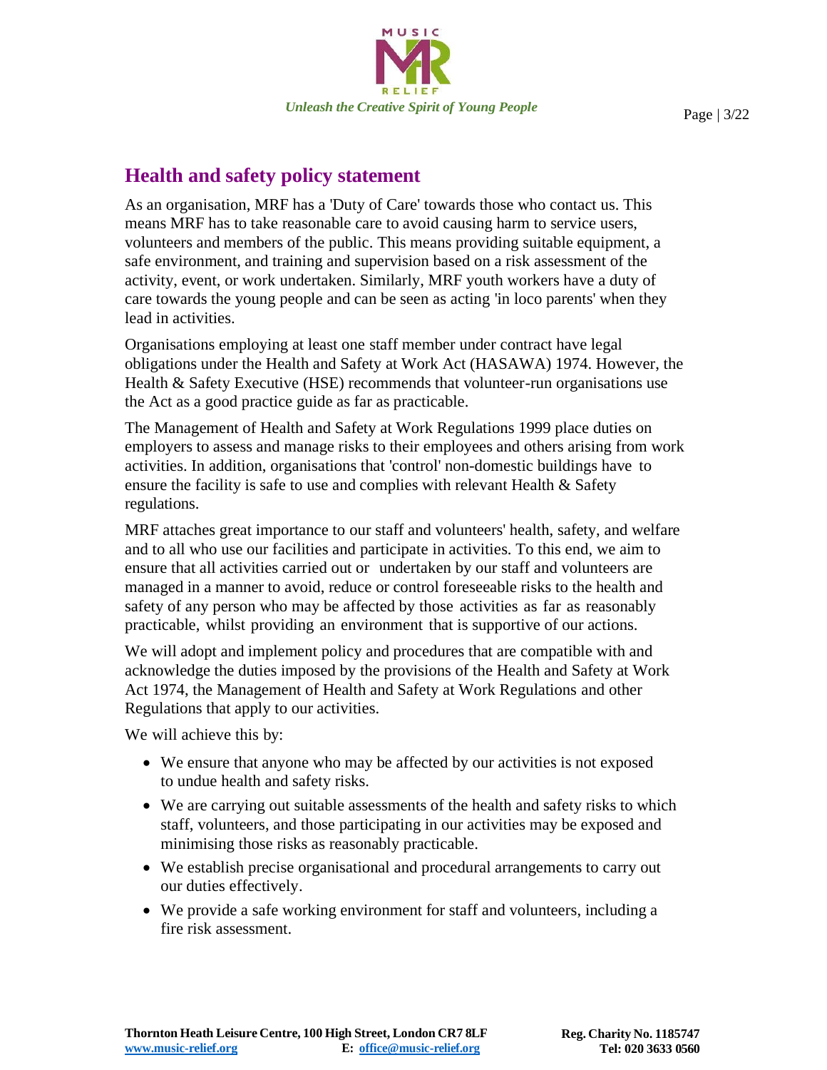## Health and safety policy statement

As an organisation, MRF has a 'Duty of Care' towards those who contact us. This means MRF has to take reasonable care to avoid causing harm to service users, volunteers and members of the public. This means providing suitable equipment, a safe environment, and training and supervision based on a risk assessment of the activity, event, or work undertaken. Similarly, MRF youth workers have a duty of care towards the young people and can be seen as acting 'in loco parents' when they lead in activities.

Organisations employing at least one staff member under contract have legal obligations under the Health and Safety at Work Act (HASAWA) 1974. However, the Health & Safety Executive (HSE) recommends that volunteer-run organisations use the Act as a good practice guide as far as practicable.

The Management of Health and Safety at Work Regulations 1999 place duties on employers to assess and manage risks to their employees and others arising from work activities. In addition, organisations that 'control' non-domestic buildings have to ensure the facility is safe to use and complies with relevant Health & Safety regulations.

MRF attaches great importance to our staff and volunteers' health, safety, and welfare and to all who use our facilities and participate in activities. To this end, we aim to ensure that all activities carried out or undertaken by our staff and volunteers are managed in a manner to avoid, reduce or control foreseeable risks to the health and safety of any person who may be affected by those activities as far as reasonably practicable, whilst providing an environment that is supportive of our actions.

We will adopt and implement policy and procedures that are compatible with and acknowledge the duties imposed by the provisions of the Health and Safety at Work Act 1974, the Management of Health and Safety at Work Regulations and other Regulations that apply to our activities.

We will achieve this by:

- We ensure that anyone who may be affected by our activities is not exposed to undue health and safety risks.
- We are carrying out suitable assessments of the health and safety risks to which staff, volunteers, and those participating in our activities may be exposed and minimising those risks as reasonably practicable.
- We establish precise organisational and procedural arrangements to carry out our duties effectively.
- We provide a safe working environment for staff and volunteers, including a fire risk assessment.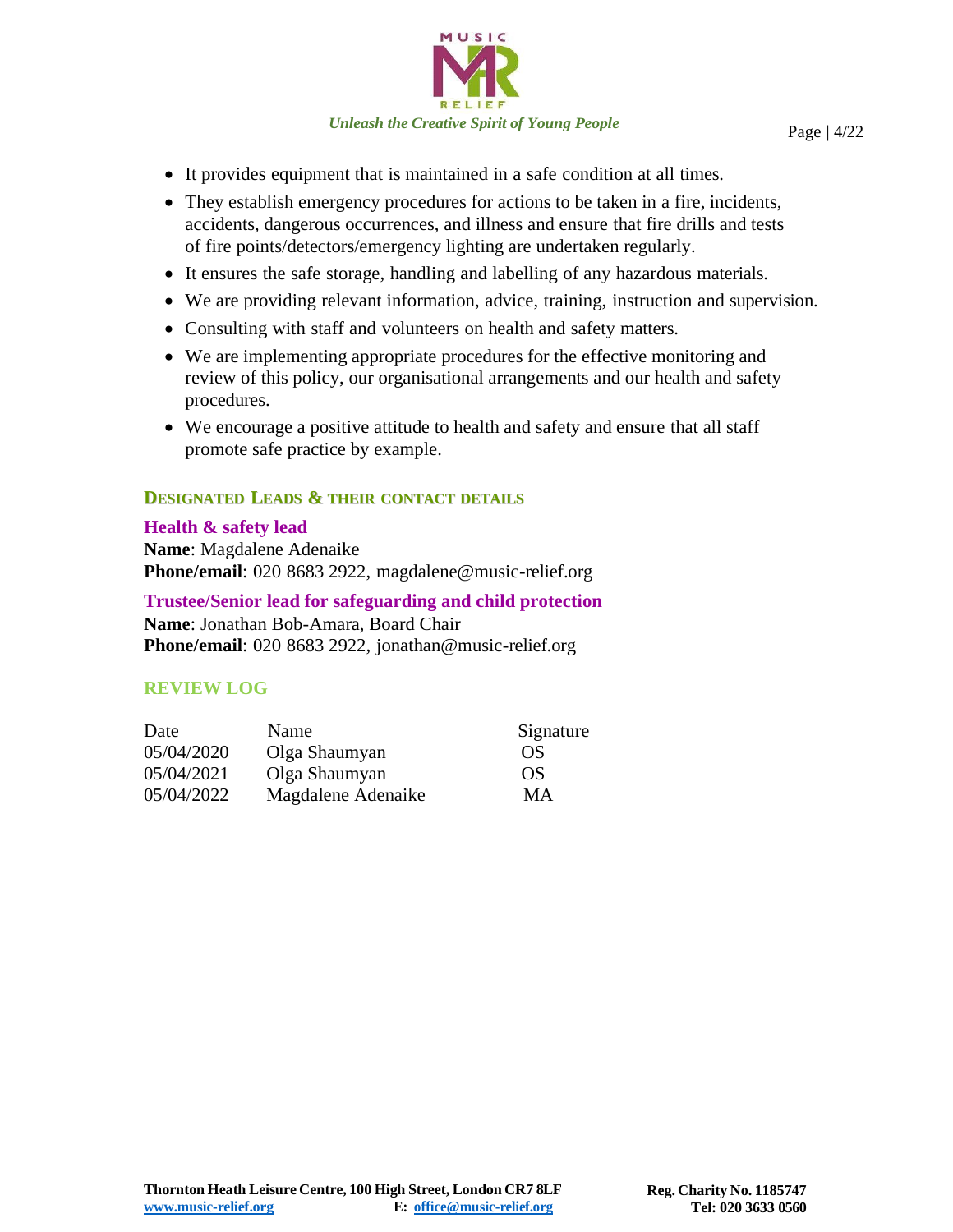- It provides equipment that is maintained in a safe condition at all times.
- They establish emergency procedures for actions to be taken in a fire, incidents, accidents, dangerous occurrences, and illness and ensure that fire drills and tests of fire points/detectors/emergency lighting are undertaken regularly.
- It ensures the safe storage, handling and labelling of any hazardous materials.
- We are providing relevant information, advice, training, instruction and supervision.
- Consulting with staff and volunteers on health and safety matters.
- We are implementing appropriate procedures for the effective monitoring and review of this policy, our organisational arrangements and our health and safety procedures.
- We encourage a positive attitude to health and safety and ensure that all staff promote safe practice by example.

## DESIGNATED LEADS & THEIR CONTACT DETAILS

### Health & safety lead

**Name**: Magdalene Adenaike
**Phone/email**: 020 8683 2922, magdalene@music-relief.org

### Trustee/Senior lead for safeguarding and child protection

**Name**: Jonathan Bob-Amara, Board Chair
**Phone/email**: 020 8683 2922, jonathan@music-relief.org

## REVIEW LOG

| Date | Name | Signature |
|---|---|---|
| 05/04/2020 | Olga Shaumyan | OS |
| 05/04/2021 | Olga Shaumyan | OS |
| 05/04/2022 | Magdalene Adenaike | MA |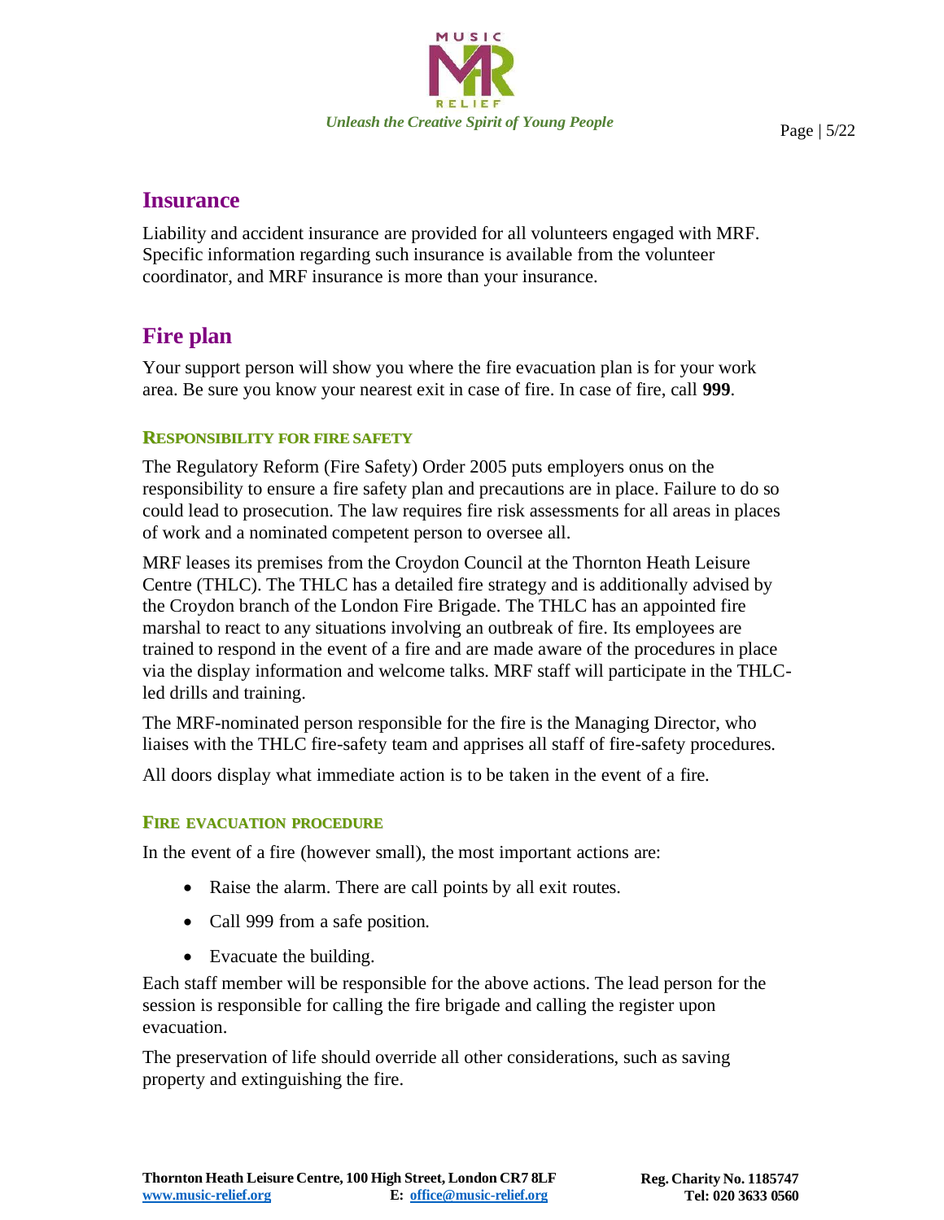## Insurance

Liability and accident insurance are provided for all volunteers engaged with MRF. Specific information regarding such insurance is available from the volunteer coordinator, and MRF insurance is more than your insurance.

## Fire plan

Your support person will show you where the fire evacuation plan is for your work area. Be sure you know your nearest exit in case of fire. In case of fire, call **999**.

### Responsibility for fire safety

The Regulatory Reform (Fire Safety) Order 2005 puts employers onus on the responsibility to ensure a fire safety plan and precautions are in place. Failure to do so could lead to prosecution. The law requires fire risk assessments for all areas in places of work and a nominated competent person to oversee all.

MRF leases its premises from the Croydon Council at the Thornton Heath Leisure Centre (THLC). The THLC has a detailed fire strategy and is additionally advised by the Croydon branch of the London Fire Brigade. The THLC has an appointed fire marshal to react to any situations involving an outbreak of fire. Its employees are trained to respond in the event of a fire and are made aware of the procedures in place via the display information and welcome talks. MRF staff will participate in the THLC-led drills and training.

The MRF-nominated person responsible for the fire is the Managing Director, who liaises with the THLC fire-safety team and apprises all staff of fire-safety procedures.

All doors display what immediate action is to be taken in the event of a fire.

### Fire evacuation procedure

In the event of a fire (however small), the most important actions are:

- Raise the alarm. There are call points by all exit routes.
- Call 999 from a safe position.
- Evacuate the building.

Each staff member will be responsible for the above actions. The lead person for the session is responsible for calling the fire brigade and calling the register upon evacuation.

The preservation of life should override all other considerations, such as saving property and extinguishing the fire.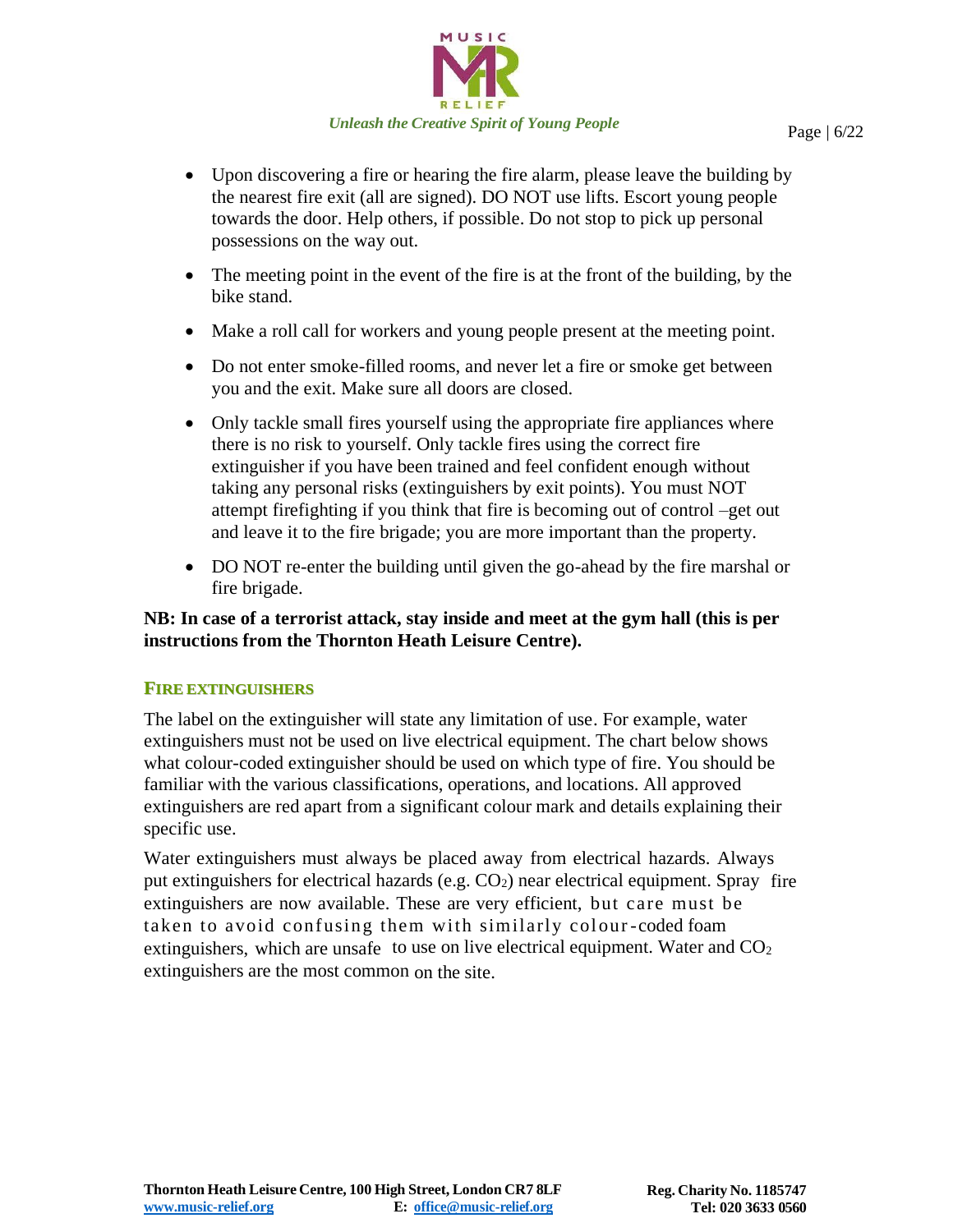- Upon discovering a fire or hearing the fire alarm, please leave the building by the nearest fire exit (all are signed). DO NOT use lifts. Escort young people towards the door. Help others, if possible. Do not stop to pick up personal possessions on the way out.
- The meeting point in the event of the fire is at the front of the building, by the bike stand.
- Make a roll call for workers and young people present at the meeting point.
- Do not enter smoke-filled rooms, and never let a fire or smoke get between you and the exit. Make sure all doors are closed.
- Only tackle small fires yourself using the appropriate fire appliances where there is no risk to yourself. Only tackle fires using the correct fire extinguisher if you have been trained and feel confident enough without taking any personal risks (extinguishers by exit points). You must NOT attempt firefighting if you think that fire is becoming out of control –get out and leave it to the fire brigade; you are more important than the property.
- DO NOT re-enter the building until given the go-ahead by the fire marshal or fire brigade.

**NB: In case of a terrorist attack, stay inside and meet at the gym hall (this is per instructions from the Thornton Heath Leisure Centre).**

### FIRE EXTINGUISHERS

The label on the extinguisher will state any limitation of use. For example, water extinguishers must not be used on live electrical equipment. The chart below shows what colour-coded extinguisher should be used on which type of fire. You should be familiar with the various classifications, operations, and locations. All approved extinguishers are red apart from a significant colour mark and details explaining their specific use.

Water extinguishers must always be placed away from electrical hazards. Always put extinguishers for electrical hazards (e.g. $CO_2$) near electrical equipment. Spray fire extinguishers are now available. These are very efficient, but care must be taken to avoid confusing them with similarly colour-coded foam extinguishers, which are unsafe to use on live electrical equipment. Water and $CO_2$ extinguishers are the most common on the site.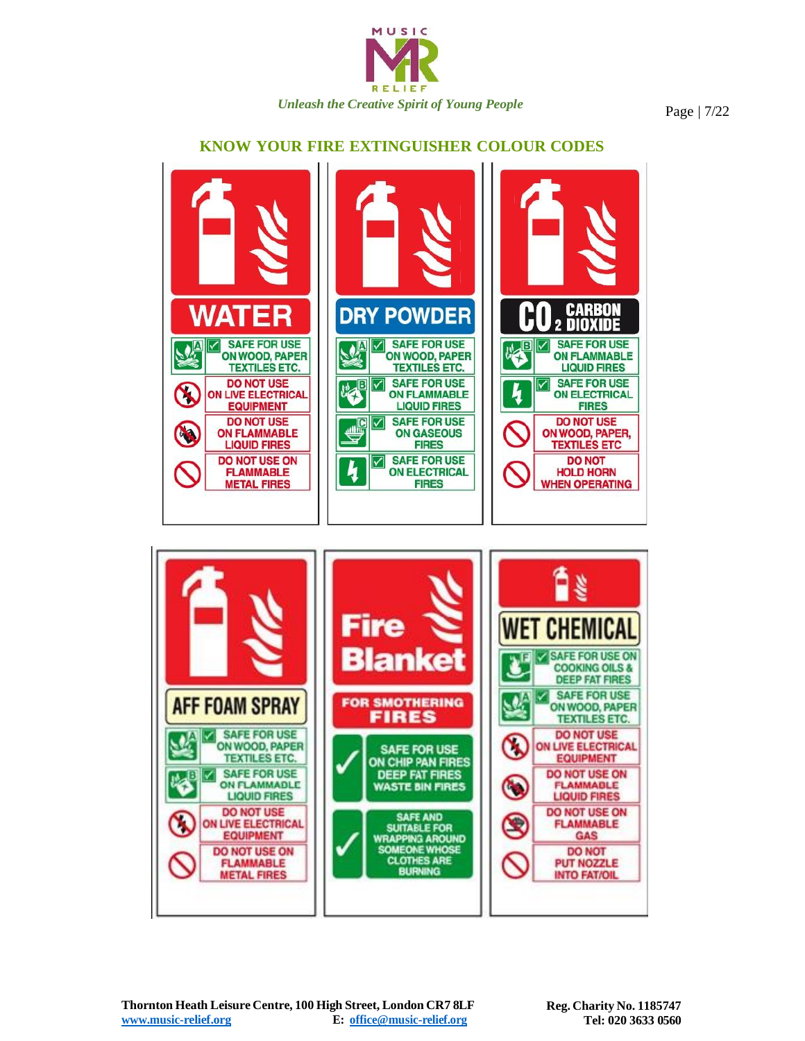## KNOW YOUR FIRE EXTINGUISHER COLOUR CODES

### WATER

- A – SAFE FOR USE ON WOOD, PAPER TEXTILES ETC.
- DO NOT USE ON LIVE ELECTRICAL EQUIPMENT
- DO NOT USE ON FLAMMABLE LIQUID FIRES
- DO NOT USE ON FLAMMABLE METAL FIRES

### DRY POWDER

- A – SAFE FOR USE ON WOOD, PAPER TEXTILES ETC.
- B – SAFE FOR USE ON FLAMMABLE LIQUID FIRES
- C – SAFE FOR USE ON GASEOUS FIRES
- SAFE FOR USE ON ELECTRICAL FIRES

### $CO_2$ CARBON DIOXIDE

- B – SAFE FOR USE ON FLAMMABLE LIQUID FIRES
- SAFE FOR USE ON ELECTRICAL FIRES
- DO NOT USE ON WOOD, PAPER, TEXTILES ETC
- DO NOT HOLD HORN WHEN OPERATING

### AFF FOAM SPRAY

- A – SAFE FOR USE ON WOOD, PAPER TEXTILES ETC.
- B – SAFE FOR USE ON FLAMMABLE LIQUID FIRES
- DO NOT USE ON LIVE ELECTRICAL EQUIPMENT
- DO NOT USE ON FLAMMABLE METAL FIRES

### Fire Blanket

FOR SMOTHERING FIRES

- SAFE FOR USE ON CHIP PAN FIRES DEEP FAT FIRES WASTE BIN FIRES
- SAFE AND SUITABLE FOR WRAPPING AROUND SOMEONE WHOSE CLOTHES ARE BURNING

### WET CHEMICAL

- F – SAFE FOR USE ON COOKING OILS & DEEP FAT FIRES
- A – SAFE FOR USE ON WOOD, PAPER TEXTILES ETC.
- DO NOT USE ON LIVE ELECTRICAL EQUIPMENT
- DO NOT USE ON FLAMMABLE LIQUID FIRES
- DO NOT USE ON FLAMMABLE GAS
- DO NOT PUT NOZZLE INTO FAT/OIL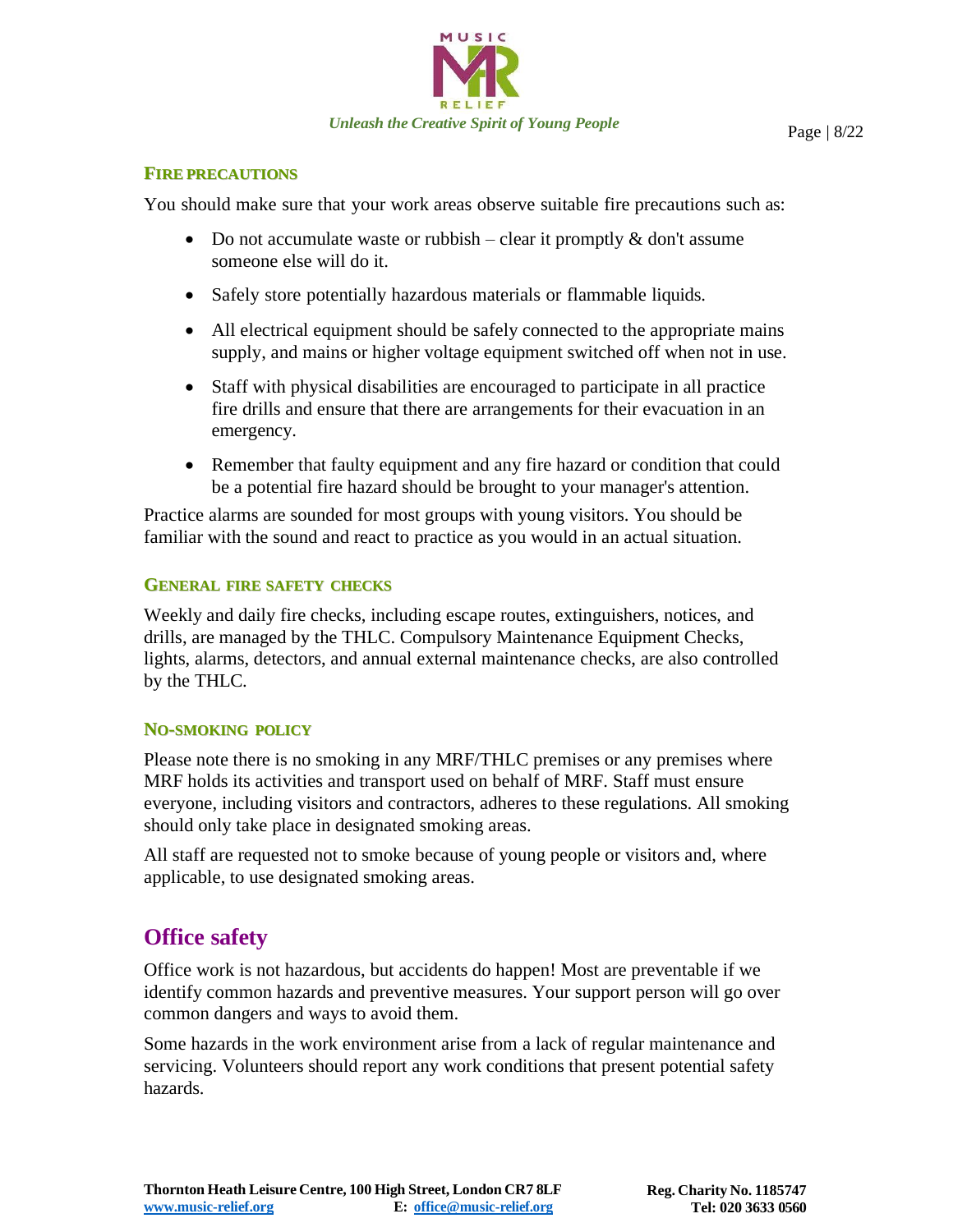### FIRE PRECAUTIONS

You should make sure that your work areas observe suitable fire precautions such as:

- Do not accumulate waste or rubbish – clear it promptly & don't assume someone else will do it.
- Safely store potentially hazardous materials or flammable liquids.
- All electrical equipment should be safely connected to the appropriate mains supply, and mains or higher voltage equipment switched off when not in use.
- Staff with physical disabilities are encouraged to participate in all practice fire drills and ensure that there are arrangements for their evacuation in an emergency.
- Remember that faulty equipment and any fire hazard or condition that could be a potential fire hazard should be brought to your manager's attention.

Practice alarms are sounded for most groups with young visitors. You should be familiar with the sound and react to practice as you would in an actual situation.

### GENERAL FIRE SAFETY CHECKS

Weekly and daily fire checks, including escape routes, extinguishers, notices, and drills, are managed by the THLC. Compulsory Maintenance Equipment Checks, lights, alarms, detectors, and annual external maintenance checks, are also controlled by the THLC.

### NO-SMOKING POLICY

Please note there is no smoking in any MRF/THLC premises or any premises where MRF holds its activities and transport used on behalf of MRF. Staff must ensure everyone, including visitors and contractors, adheres to these regulations. All smoking should only take place in designated smoking areas.

All staff are requested not to smoke because of young people or visitors and, where applicable, to use designated smoking areas.

## Office safety

Office work is not hazardous, but accidents do happen! Most are preventable if we identify common hazards and preventive measures. Your support person will go over common dangers and ways to avoid them.

Some hazards in the work environment arise from a lack of regular maintenance and servicing. Volunteers should report any work conditions that present potential safety hazards.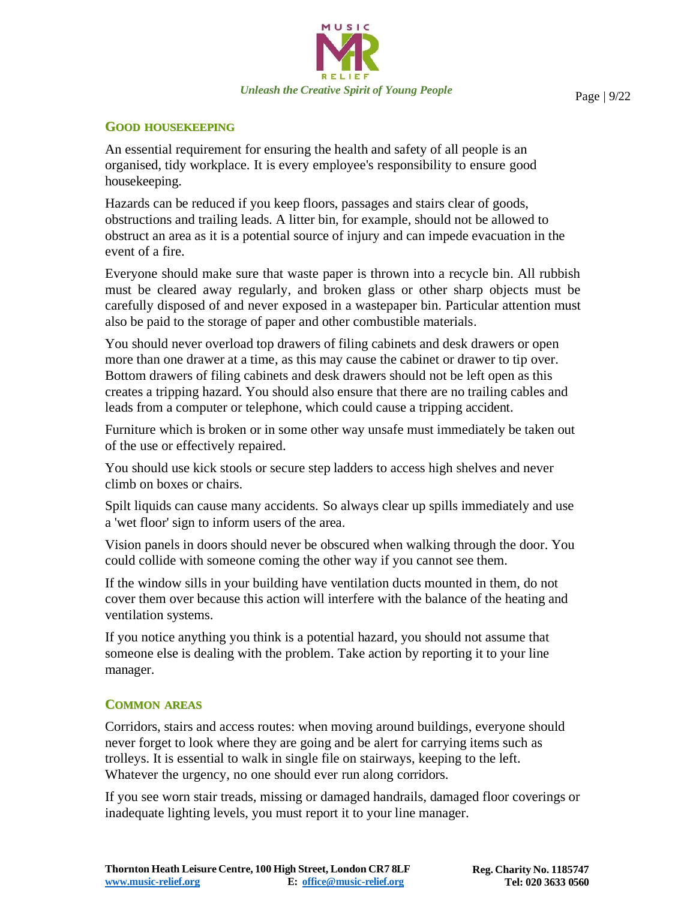## GOOD HOUSEKEEPING

An essential requirement for ensuring the health and safety of all people is an organised, tidy workplace. It is every employee's responsibility to ensure good housekeeping.

Hazards can be reduced if you keep floors, passages and stairs clear of goods, obstructions and trailing leads. A litter bin, for example, should not be allowed to obstruct an area as it is a potential source of injury and can impede evacuation in the event of a fire.

Everyone should make sure that waste paper is thrown into a recycle bin. All rubbish must be cleared away regularly, and broken glass or other sharp objects must be carefully disposed of and never exposed in a wastepaper bin. Particular attention must also be paid to the storage of paper and other combustible materials.

You should never overload top drawers of filing cabinets and desk drawers or open more than one drawer at a time, as this may cause the cabinet or drawer to tip over. Bottom drawers of filing cabinets and desk drawers should not be left open as this creates a tripping hazard. You should also ensure that there are no trailing cables and leads from a computer or telephone, which could cause a tripping accident.

Furniture which is broken or in some other way unsafe must immediately be taken out of the use or effectively repaired.

You should use kick stools or secure step ladders to access high shelves and never climb on boxes or chairs.

Spilt liquids can cause many accidents. So always clear up spills immediately and use a 'wet floor' sign to inform users of the area.

Vision panels in doors should never be obscured when walking through the door. You could collide with someone coming the other way if you cannot see them.

If the window sills in your building have ventilation ducts mounted in them, do not cover them over because this action will interfere with the balance of the heating and ventilation systems.

If you notice anything you think is a potential hazard, you should not assume that someone else is dealing with the problem. Take action by reporting it to your line manager.

## COMMON AREAS

Corridors, stairs and access routes: when moving around buildings, everyone should never forget to look where they are going and be alert for carrying items such as trolleys. It is essential to walk in single file on stairways, keeping to the left. Whatever the urgency, no one should ever run along corridors.

If you see worn stair treads, missing or damaged handrails, damaged floor coverings or inadequate lighting levels, you must report it to your line manager.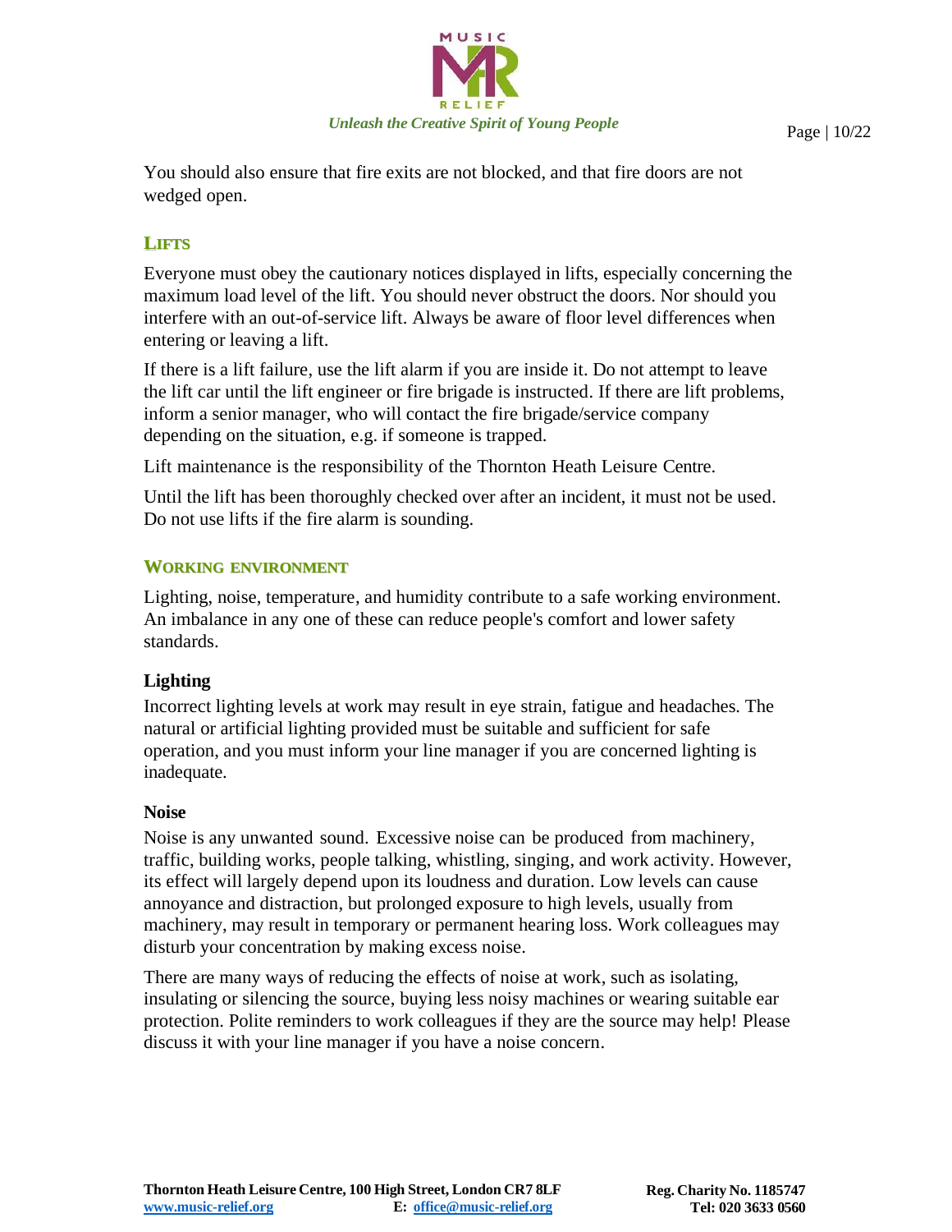You should also ensure that fire exits are not blocked, and that fire doors are not wedged open.

## LIFTS

Everyone must obey the cautionary notices displayed in lifts, especially concerning the maximum load level of the lift. You should never obstruct the doors. Nor should you interfere with an out-of-service lift. Always be aware of floor level differences when entering or leaving a lift.

If there is a lift failure, use the lift alarm if you are inside it. Do not attempt to leave the lift car until the lift engineer or fire brigade is instructed. If there are lift problems, inform a senior manager, who will contact the fire brigade/service company depending on the situation, e.g. if someone is trapped.

Lift maintenance is the responsibility of the Thornton Heath Leisure Centre.

Until the lift has been thoroughly checked over after an incident, it must not be used. Do not use lifts if the fire alarm is sounding.

## WORKING ENVIRONMENT

Lighting, noise, temperature, and humidity contribute to a safe working environment. An imbalance in any one of these can reduce people's comfort and lower safety standards.

### Lighting

Incorrect lighting levels at work may result in eye strain, fatigue and headaches. The natural or artificial lighting provided must be suitable and sufficient for safe operation, and you must inform your line manager if you are concerned lighting is inadequate.

### Noise

Noise is any unwanted sound. Excessive noise can be produced from machinery, traffic, building works, people talking, whistling, singing, and work activity. However, its effect will largely depend upon its loudness and duration. Low levels can cause annoyance and distraction, but prolonged exposure to high levels, usually from machinery, may result in temporary or permanent hearing loss. Work colleagues may disturb your concentration by making excess noise.

There are many ways of reducing the effects of noise at work, such as isolating, insulating or silencing the source, buying less noisy machines or wearing suitable ear protection. Polite reminders to work colleagues if they are the source may help! Please discuss it with your line manager if you have a noise concern.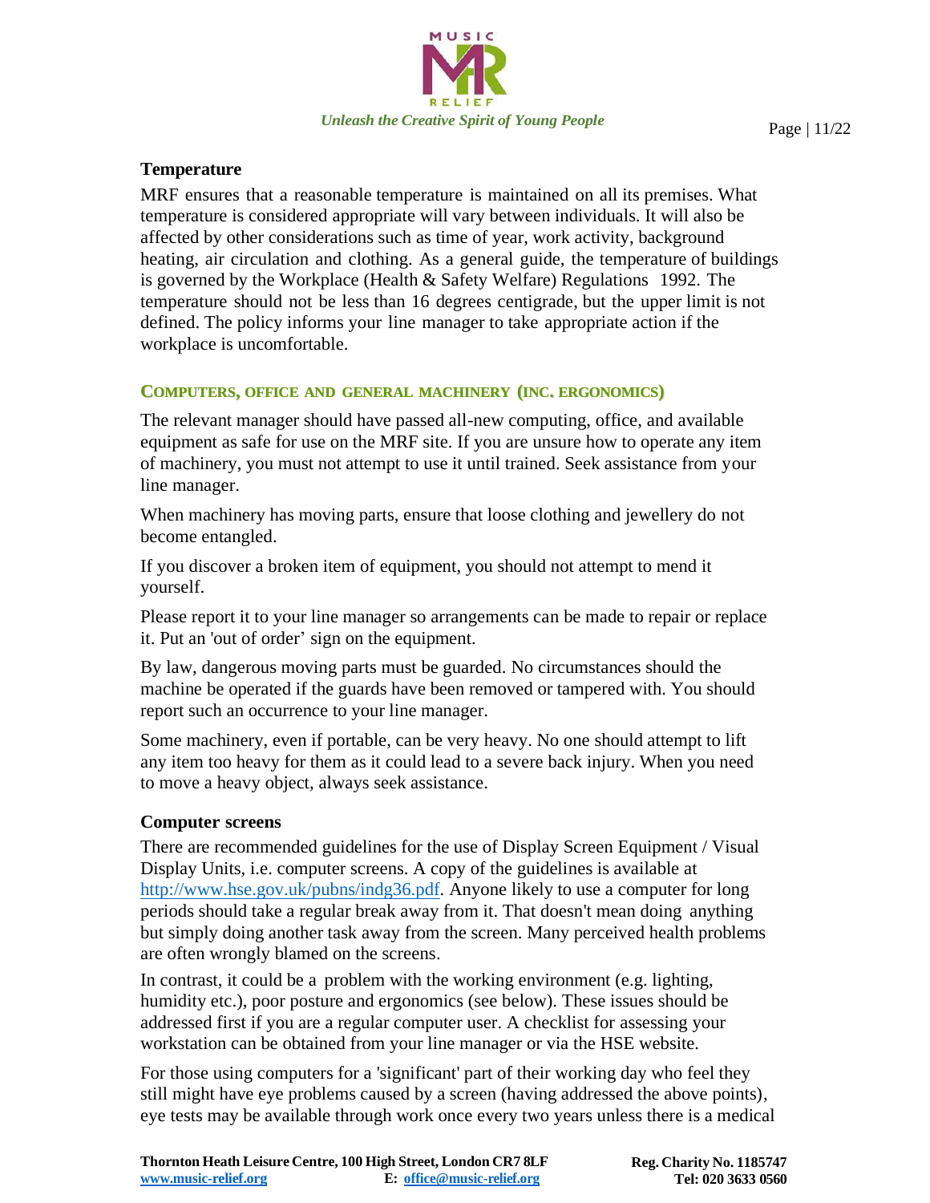### Temperature

MRF ensures that a reasonable temperature is maintained on all its premises. What temperature is considered appropriate will vary between individuals. It will also be affected by other considerations such as time of year, work activity, background heating, air circulation and clothing. As a general guide, the temperature of buildings is governed by the Workplace (Health & Safety Welfare) Regulations 1992. The temperature should not be less than 16 degrees centigrade, but the upper limit is not defined. The policy informs your line manager to take appropriate action if the workplace is uncomfortable.

## COMPUTERS, OFFICE AND GENERAL MACHINERY (INC. ERGONOMICS)

The relevant manager should have passed all-new computing, office, and available equipment as safe for use on the MRF site. If you are unsure how to operate any item of machinery, you must not attempt to use it until trained. Seek assistance from your line manager.

When machinery has moving parts, ensure that loose clothing and jewellery do not become entangled.

If you discover a broken item of equipment, you should not attempt to mend it yourself.

Please report it to your line manager so arrangements can be made to repair or replace it. Put an 'out of order' sign on the equipment.

By law, dangerous moving parts must be guarded. No circumstances should the machine be operated if the guards have been removed or tampered with. You should report such an occurrence to your line manager.

Some machinery, even if portable, can be very heavy. No one should attempt to lift any item too heavy for them as it could lead to a severe back injury. When you need to move a heavy object, always seek assistance.

### Computer screens

There are recommended guidelines for the use of Display Screen Equipment / Visual Display Units, i.e. computer screens. A copy of the guidelines is available at [http://www.hse.gov.uk/pubns/indg36.pdf](http://www.hse.gov.uk/pubns/indg36.pdf). Anyone likely to use a computer for long periods should take a regular break away from it. That doesn't mean doing anything but simply doing another task away from the screen. Many perceived health problems are often wrongly blamed on the screens.

In contrast, it could be a problem with the working environment (e.g. lighting, humidity etc.), poor posture and ergonomics (see below). These issues should be addressed first if you are a regular computer user. A checklist for assessing your workstation can be obtained from your line manager or via the HSE website.

For those using computers for a 'significant' part of their working day who feel they still might have eye problems caused by a screen (having addressed the above points), eye tests may be available through work once every two years unless there is a medical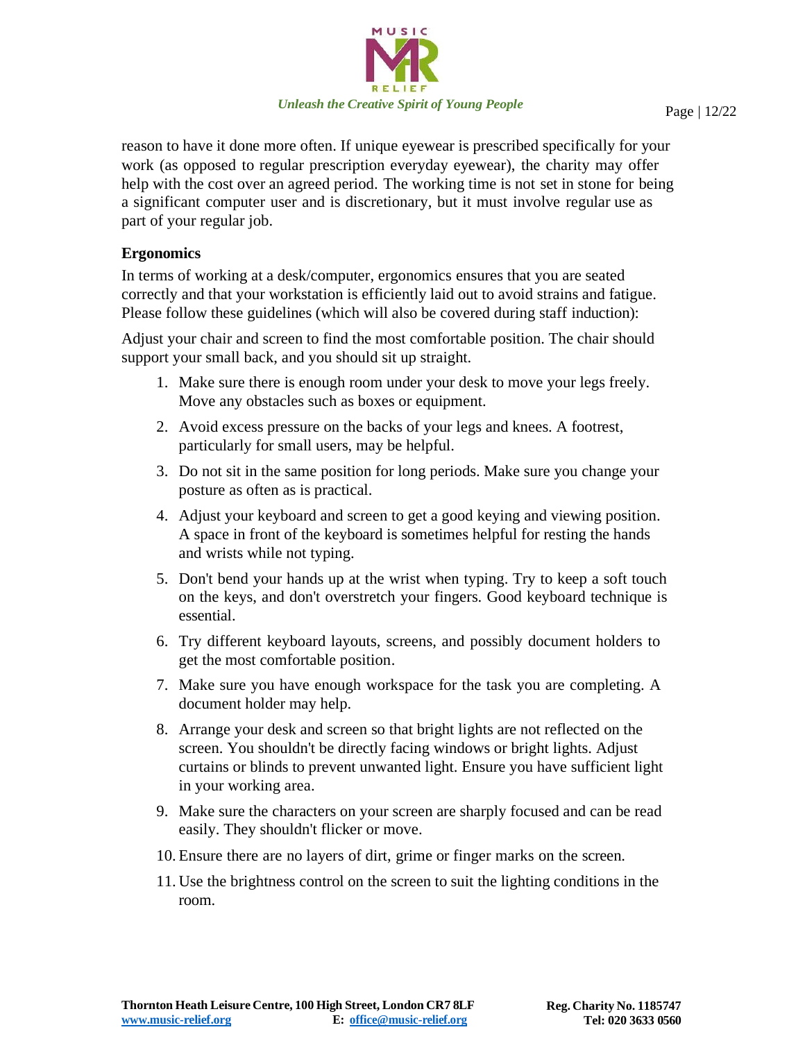reason to have it done more often. If unique eyewear is prescribed specifically for your work (as opposed to regular prescription everyday eyewear), the charity may offer help with the cost over an agreed period. The working time is not set in stone for being a significant computer user and is discretionary, but it must involve regular use as part of your regular job.

**Ergonomics**

In terms of working at a desk/computer, ergonomics ensures that you are seated correctly and that your workstation is efficiently laid out to avoid strains and fatigue. Please follow these guidelines (which will also be covered during staff induction):

Adjust your chair and screen to find the most comfortable position. The chair should support your small back, and you should sit up straight.

1. Make sure there is enough room under your desk to move your legs freely. Move any obstacles such as boxes or equipment.
2. Avoid excess pressure on the backs of your legs and knees. A footrest, particularly for small users, may be helpful.
3. Do not sit in the same position for long periods. Make sure you change your posture as often as is practical.
4. Adjust your keyboard and screen to get a good keying and viewing position. A space in front of the keyboard is sometimes helpful for resting the hands and wrists while not typing.
5. Don't bend your hands up at the wrist when typing. Try to keep a soft touch on the keys, and don't overstretch your fingers. Good keyboard technique is essential.
6. Try different keyboard layouts, screens, and possibly document holders to get the most comfortable position.
7. Make sure you have enough workspace for the task you are completing. A document holder may help.
8. Arrange your desk and screen so that bright lights are not reflected on the screen. You shouldn't be directly facing windows or bright lights. Adjust curtains or blinds to prevent unwanted light. Ensure you have sufficient light in your working area.
9. Make sure the characters on your screen are sharply focused and can be read easily. They shouldn't flicker or move.
10. Ensure there are no layers of dirt, grime or finger marks on the screen.
11. Use the brightness control on the screen to suit the lighting conditions in the room.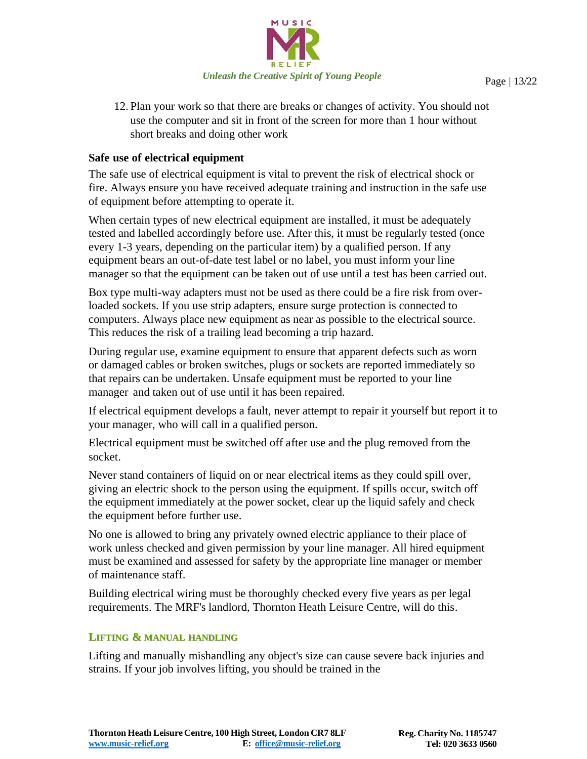12. Plan your work so that there are breaks or changes of activity. You should not use the computer and sit in front of the screen for more than 1 hour without short breaks and doing other work

**Safe use of electrical equipment**

The safe use of electrical equipment is vital to prevent the risk of electrical shock or fire. Always ensure you have received adequate training and instruction in the safe use of equipment before attempting to operate it.

When certain types of new electrical equipment are installed, it must be adequately tested and labelled accordingly before use. After this, it must be regularly tested (once every 1-3 years, depending on the particular item) by a qualified person. If any equipment bears an out-of-date test label or no label, you must inform your line manager so that the equipment can be taken out of use until a test has been carried out.

Box type multi-way adapters must not be used as there could be a fire risk from over-loaded sockets. If you use strip adapters, ensure surge protection is connected to computers. Always place new equipment as near as possible to the electrical source. This reduces the risk of a trailing lead becoming a trip hazard.

During regular use, examine equipment to ensure that apparent defects such as worn or damaged cables or broken switches, plugs or sockets are reported immediately so that repairs can be undertaken. Unsafe equipment must be reported to your line manager and taken out of use until it has been repaired.

If electrical equipment develops a fault, never attempt to repair it yourself but report it to your manager, who will call in a qualified person.

Electrical equipment must be switched off after use and the plug removed from the socket.

Never stand containers of liquid on or near electrical items as they could spill over, giving an electric shock to the person using the equipment. If spills occur, switch off the equipment immediately at the power socket, clear up the liquid safely and check the equipment before further use.

No one is allowed to bring any privately owned electric appliance to their place of work unless checked and given permission by your line manager. All hired equipment must be examined and assessed for safety by the appropriate line manager or member of maintenance staff.

Building electrical wiring must be thoroughly checked every five years as per legal requirements. The MRF's landlord, Thornton Heath Leisure Centre, will do this.

## LIFTING & MANUAL HANDLING

Lifting and manually mishandling any object's size can cause severe back injuries and strains. If your job involves lifting, you should be trained in the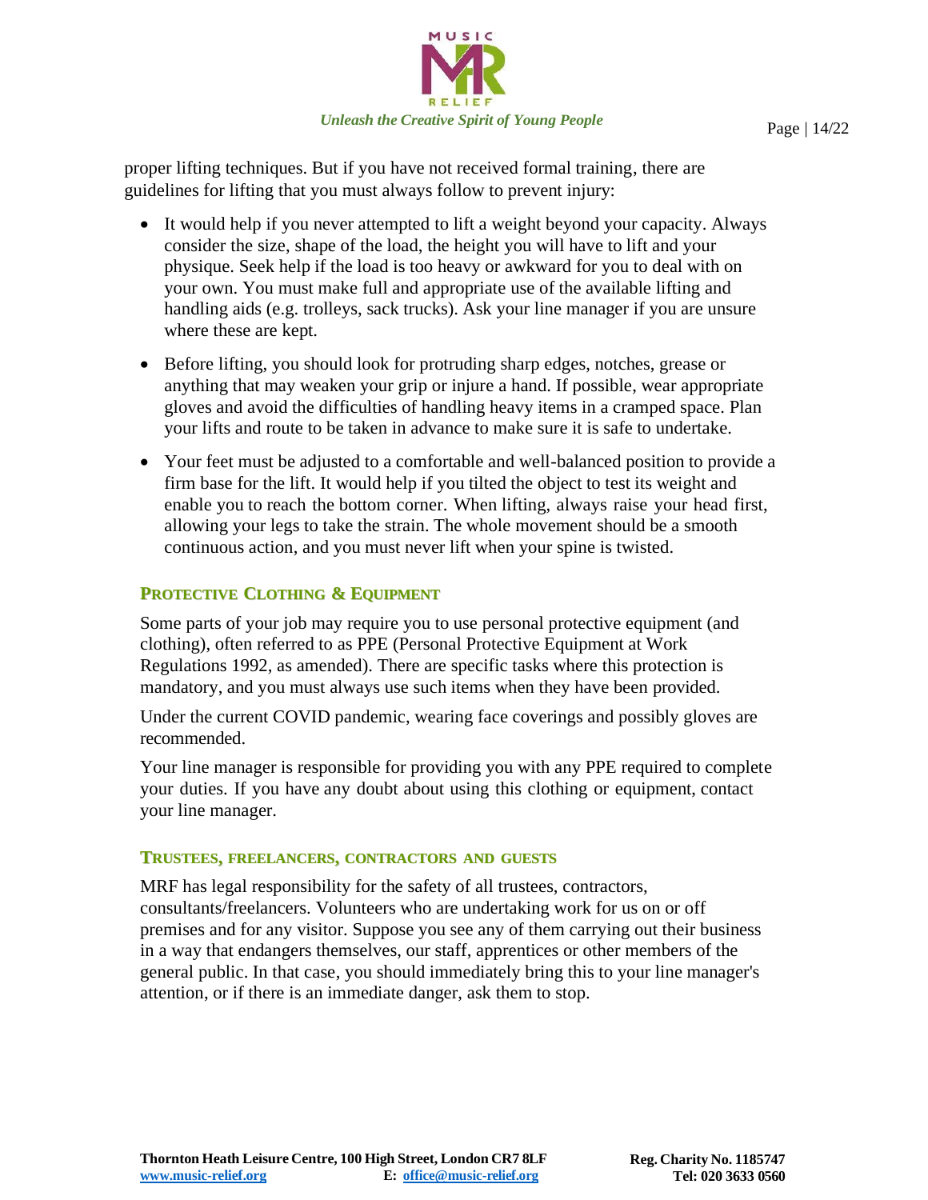proper lifting techniques. But if you have not received formal training, there are guidelines for lifting that you must always follow to prevent injury:

- It would help if you never attempted to lift a weight beyond your capacity. Always consider the size, shape of the load, the height you will have to lift and your physique. Seek help if the load is too heavy or awkward for you to deal with on your own. You must make full and appropriate use of the available lifting and handling aids (e.g. trolleys, sack trucks). Ask your line manager if you are unsure where these are kept.
- Before lifting, you should look for protruding sharp edges, notches, grease or anything that may weaken your grip or injure a hand. If possible, wear appropriate gloves and avoid the difficulties of handling heavy items in a cramped space. Plan your lifts and route to be taken in advance to make sure it is safe to undertake.
- Your feet must be adjusted to a comfortable and well-balanced position to provide a firm base for the lift. It would help if you tilted the object to test its weight and enable you to reach the bottom corner. When lifting, always raise your head first, allowing your legs to take the strain. The whole movement should be a smooth continuous action, and you must never lift when your spine is twisted.

## Protective Clothing & Equipment

Some parts of your job may require you to use personal protective equipment (and clothing), often referred to as PPE (Personal Protective Equipment at Work Regulations 1992, as amended). There are specific tasks where this protection is mandatory, and you must always use such items when they have been provided.

Under the current COVID pandemic, wearing face coverings and possibly gloves are recommended.

Your line manager is responsible for providing you with any PPE required to complete your duties. If you have any doubt about using this clothing or equipment, contact your line manager.

### Trustees, freelancers, contractors and guests

MRF has legal responsibility for the safety of all trustees, contractors, consultants/freelancers. Volunteers who are undertaking work for us on or off premises and for any visitor. Suppose you see any of them carrying out their business in a way that endangers themselves, our staff, apprentices or other members of the general public. In that case, you should immediately bring this to your line manager's attention, or if there is an immediate danger, ask them to stop.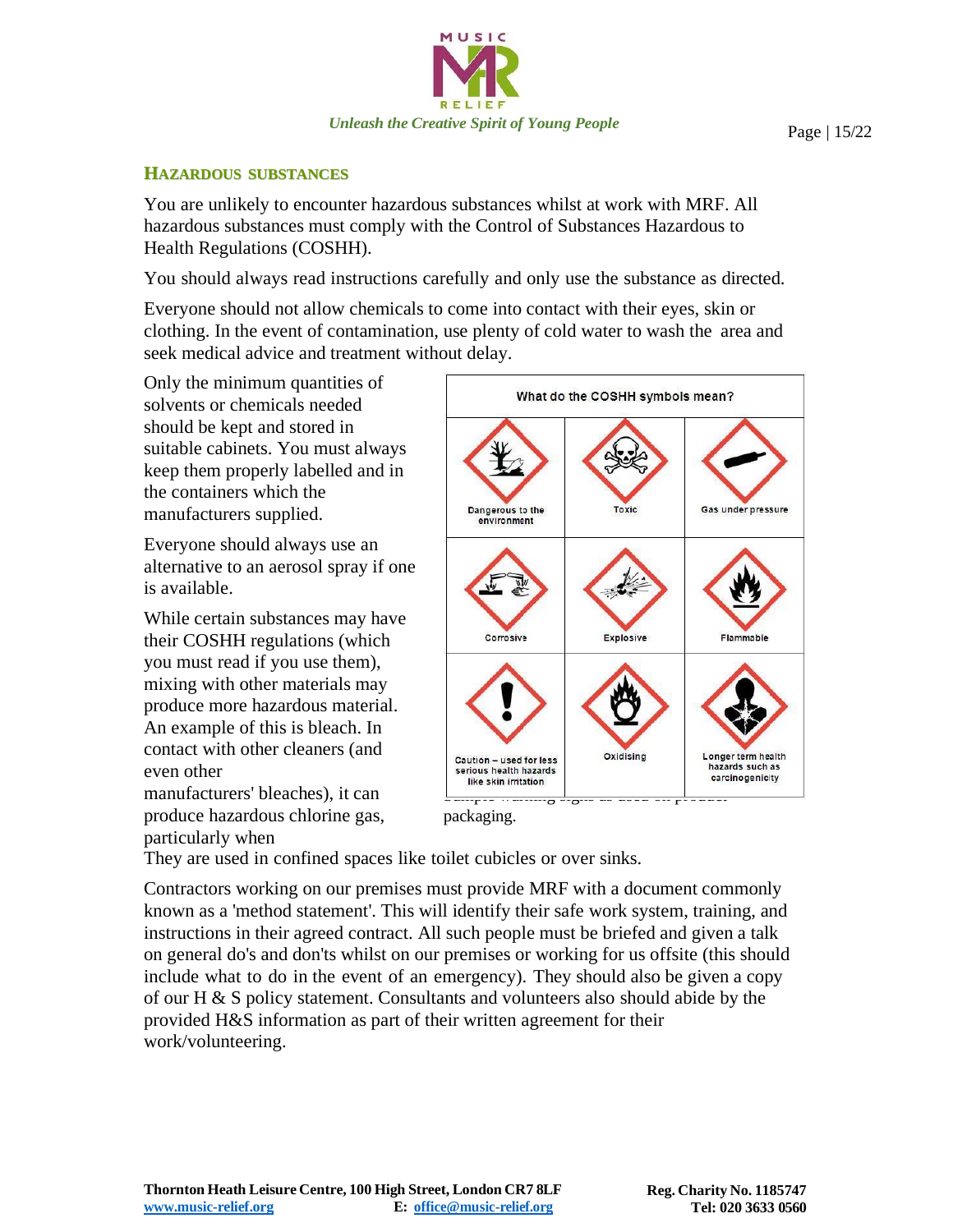## HAZARDOUS SUBSTANCES

You are unlikely to encounter hazardous substances whilst at work with MRF. All hazardous substances must comply with the Control of Substances Hazardous to Health Regulations (COSHH).

You should always read instructions carefully and only use the substance as directed.

Everyone should not allow chemicals to come into contact with their eyes, skin or clothing. In the event of contamination, use plenty of cold water to wash the area and seek medical advice and treatment without delay.

Only the minimum quantities of solvents or chemicals needed should be kept and stored in suitable cabinets. You must always keep them properly labelled and in the containers which the manufacturers supplied.

Everyone should always use an alternative to an aerosol spray if one is available.

While certain substances may have their COSHH regulations (which you must read if you use them), mixing with other materials may produce more hazardous material. An example of this is bleach. In contact with other cleaners (and even other manufacturers' bleaches), it can produce hazardous chlorine gas, particularly when They are used in confined spaces like toilet cubicles or over sinks.

| What do the COSHH symbols mean? | | |
|---|---|---|
| Dangerous to the environment | Toxic | Gas under pressure |
| Corrosive | Explosive | Flammable |
| Caution – used for less serious health hazards like skin irritation | Oxidising | Longer term health hazards such as carcinogenicity |

Sample warning signs as used on product packaging.

Contractors working on our premises must provide MRF with a document commonly known as a 'method statement'. This will identify their safe work system, training, and instructions in their agreed contract. All such people must be briefed and given a talk on general do's and don'ts whilst on our premises or working for us offsite (this should include what to do in the event of an emergency). They should also be given a copy of our H & S policy statement. Consultants and volunteers also should abide by the provided H&S information as part of their written agreement for their work/volunteering.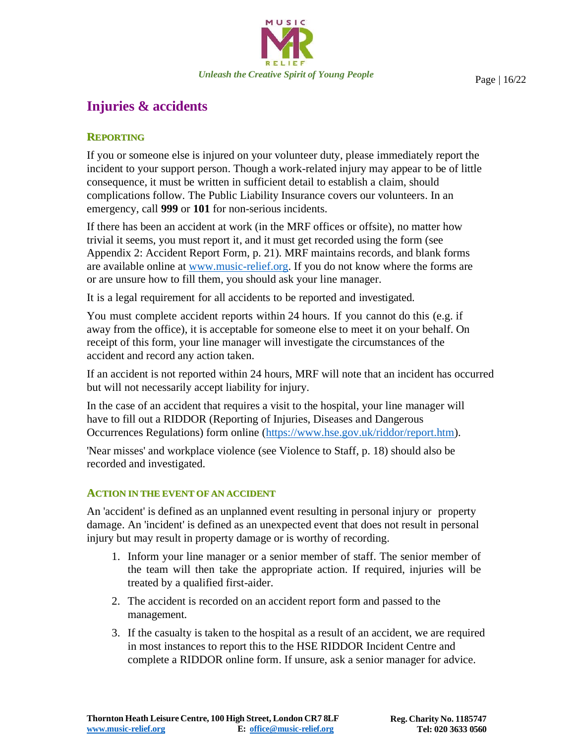# Injuries & accidents

## Reporting

If you or someone else is injured on your volunteer duty, please immediately report the incident to your support person. Though a work-related injury may appear to be of little consequence, it must be written in sufficient detail to establish a claim, should complications follow. The Public Liability Insurance covers our volunteers. In an emergency, call **999** or **101** for non-serious incidents.

If there has been an accident at work (in the MRF offices or offsite), no matter how trivial it seems, you must report it, and it must get recorded using the form (see Appendix 2: Accident Report Form, p. 21). MRF maintains records, and blank forms are available online at [www.music-relief.org](http://www.music-relief.org). If you do not know where the forms are or are unsure how to fill them, you should ask your line manager.

It is a legal requirement for all accidents to be reported and investigated.

You must complete accident reports within 24 hours. If you cannot do this (e.g. if away from the office), it is acceptable for someone else to meet it on your behalf. On receipt of this form, your line manager will investigate the circumstances of the accident and record any action taken.

If an accident is not reported within 24 hours, MRF will note that an incident has occurred but will not necessarily accept liability for injury.

In the case of an accident that requires a visit to the hospital, your line manager will have to fill out a RIDDOR (Reporting of Injuries, Diseases and Dangerous Occurrences Regulations) form online ([https://www.hse.gov.uk/riddor/report.htm](https://www.hse.gov.uk/riddor/report.htm)).

'Near misses' and workplace violence (see Violence to Staff, p. 18) should also be recorded and investigated.

### Action in the event of an accident

An 'accident' is defined as an unplanned event resulting in personal injury or property damage. An 'incident' is defined as an unexpected event that does not result in personal injury but may result in property damage or is worthy of recording.

1. Inform your line manager or a senior member of staff. The senior member of the team will then take the appropriate action. If required, injuries will be treated by a qualified first-aider.
2. The accident is recorded on an accident report form and passed to the management.
3. If the casualty is taken to the hospital as a result of an accident, we are required in most instances to report this to the HSE RIDDOR Incident Centre and complete a RIDDOR online form. If unsure, ask a senior manager for advice.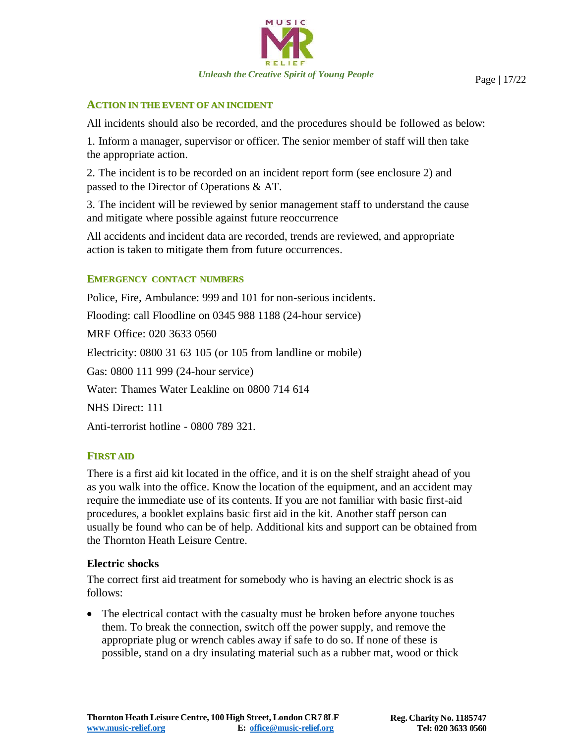## ACTION IN THE EVENT OF AN INCIDENT

All incidents should also be recorded, and the procedures should be followed as below:

1. Inform a manager, supervisor or officer. The senior member of staff will then take the appropriate action.

2. The incident is to be recorded on an incident report form (see enclosure 2) and passed to the Director of Operations & AT.

3. The incident will be reviewed by senior management staff to understand the cause and mitigate where possible against future reoccurrence

All accidents and incident data are recorded, trends are reviewed, and appropriate action is taken to mitigate them from future occurrences.

## EMERGENCY CONTACT NUMBERS

Police, Fire, Ambulance: 999 and 101 for non-serious incidents.

Flooding: call Floodline on 0345 988 1188 (24-hour service)

MRF Office: 020 3633 0560

Electricity: 0800 31 63 105 (or 105 from landline or mobile)

Gas: 0800 111 999 (24-hour service)

Water: Thames Water Leakline on 0800 714 614

NHS Direct: 111

Anti-terrorist hotline - 0800 789 321.

## FIRST AID

There is a first aid kit located in the office, and it is on the shelf straight ahead of you as you walk into the office. Know the location of the equipment, and an accident may require the immediate use of its contents. If you are not familiar with basic first-aid procedures, a booklet explains basic first aid in the kit. Another staff person can usually be found who can be of help. Additional kits and support can be obtained from the Thornton Heath Leisure Centre.

### Electric shocks

The correct first aid treatment for somebody who is having an electric shock is as follows:

- The electrical contact with the casualty must be broken before anyone touches them. To break the connection, switch off the power supply, and remove the appropriate plug or wrench cables away if safe to do so. If none of these is possible, stand on a dry insulating material such as a rubber mat, wood or thick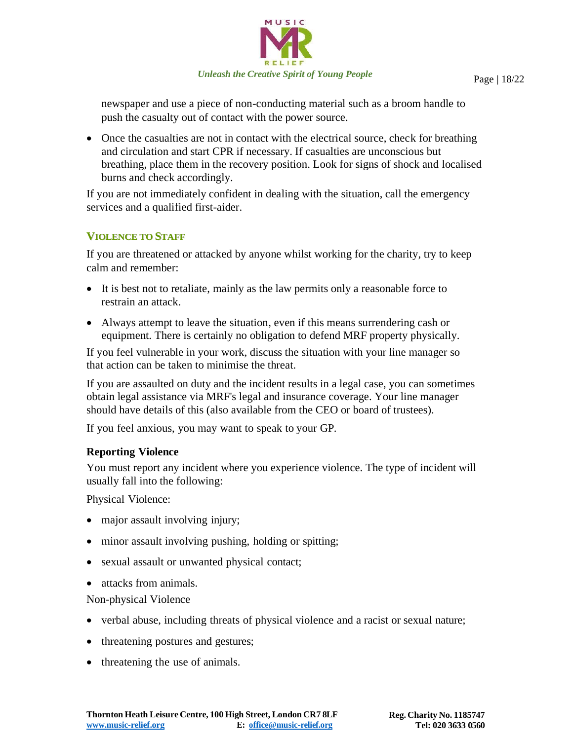newspaper and use a piece of non-conducting material such as a broom handle to push the casualty out of contact with the power source.

- Once the casualties are not in contact with the electrical source, check for breathing and circulation and start CPR if necessary. If casualties are unconscious but breathing, place them in the recovery position. Look for signs of shock and localised burns and check accordingly.

If you are not immediately confident in dealing with the situation, call the emergency services and a qualified first-aider.

## VIOLENCE TO STAFF

If you are threatened or attacked by anyone whilst working for the charity, try to keep calm and remember:

- It is best not to retaliate, mainly as the law permits only a reasonable force to restrain an attack.
- Always attempt to leave the situation, even if this means surrendering cash or equipment. There is certainly no obligation to defend MRF property physically.

If you feel vulnerable in your work, discuss the situation with your line manager so that action can be taken to minimise the threat.

If you are assaulted on duty and the incident results in a legal case, you can sometimes obtain legal assistance via MRF's legal and insurance coverage. Your line manager should have details of this (also available from the CEO or board of trustees).

If you feel anxious, you may want to speak to your GP.

### Reporting Violence

You must report any incident where you experience violence. The type of incident will usually fall into the following:

Physical Violence:

- major assault involving injury;
- minor assault involving pushing, holding or spitting;
- sexual assault or unwanted physical contact;
- attacks from animals.

Non-physical Violence

- verbal abuse, including threats of physical violence and a racist or sexual nature;
- threatening postures and gestures;
- threatening the use of animals.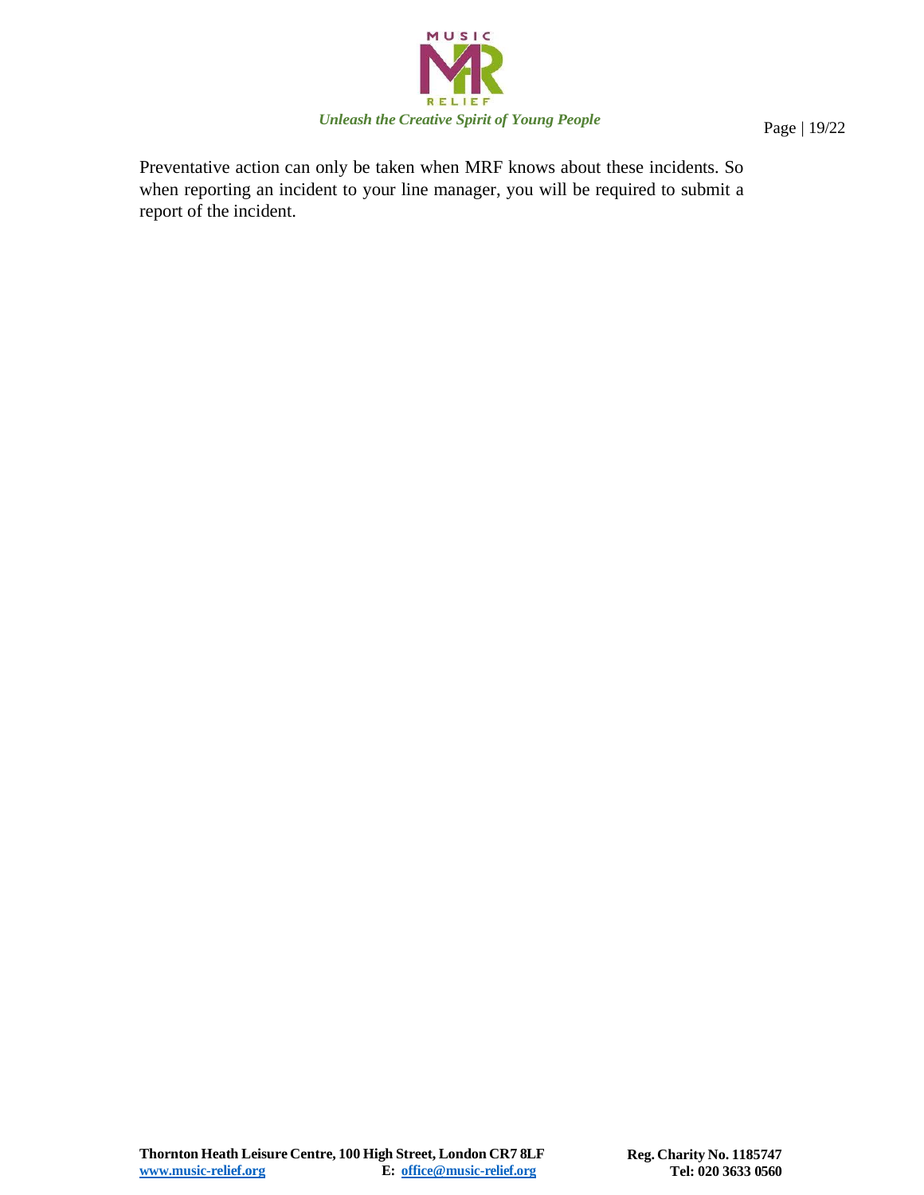Preventative action can only be taken when MRF knows about these incidents. So when reporting an incident to your line manager, you will be required to submit a report of the incident.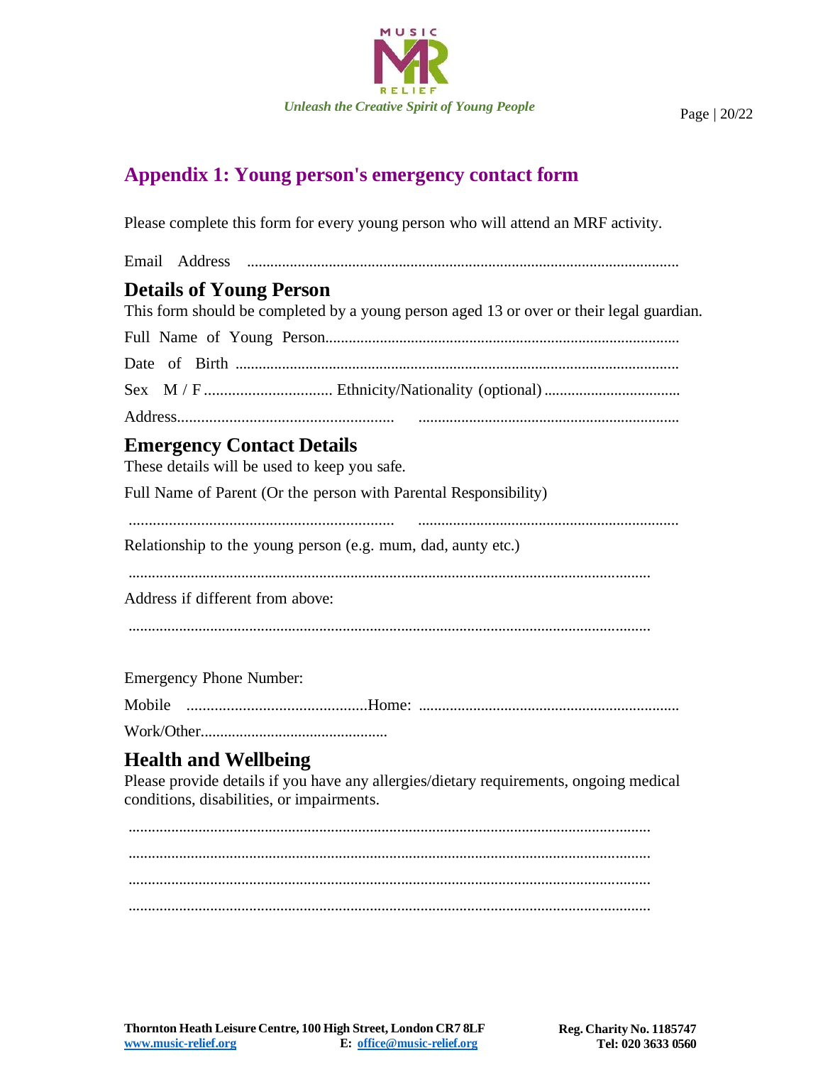## Appendix 1: Young person's emergency contact form

Please complete this form for every young person who will attend an MRF activity.

Email Address ...............................................................................................................

### Details of Young Person

This form should be completed by a young person aged 13 or over or their legal guardian.

Full Name of Young Person..........................................................................................

Date of Birth ..................................................................................................................

Sex M / F ................................ Ethnicity/Nationality (optional) ..................................

Address......................................................   ...................................................................

### Emergency Contact Details

These details will be used to keep you safe.

Full Name of Parent (Or the person with Parental Responsibility)

...................................................................   ...................................................................

Relationship to the young person (e.g. mum, dad, aunty etc.)

......................................................................................................................................

Address if different from above:

......................................................................................................................................

Emergency Phone Number:

Mobile .............................................Home: ...................................................................

Work/Other................................................

### Health and Wellbeing

Please provide details if you have any allergies/dietary requirements, ongoing medical conditions, disabilities, or impairments.

......................................................................................................................................
......................................................................................................................................
......................................................................................................................................
......................................................................................................................................

**Thornton Heath Leisure Centre, 100 High Street, London CR7 8LF** **Reg. Charity No. 1185747**
**www.music-relief.org** **E: office@music-relief.org** **Tel: 020 3633 0560**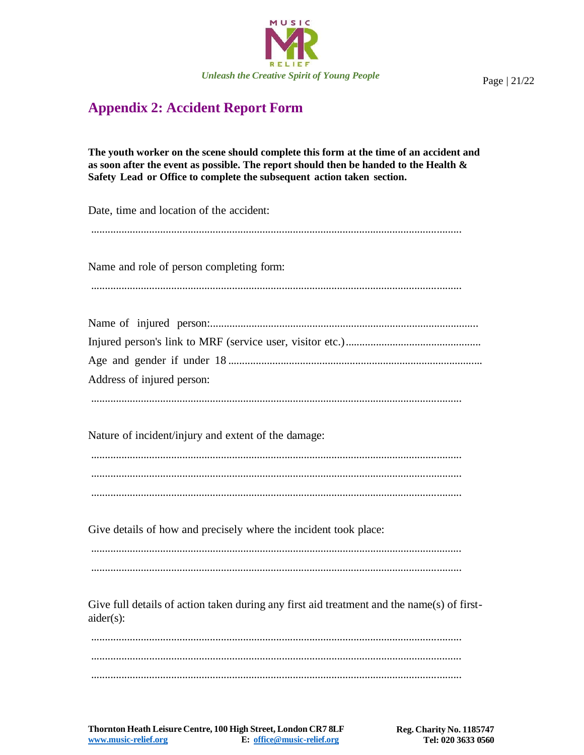## Appendix 2: Accident Report Form

**The youth worker on the scene should complete this form at the time of an accident and as soon after the event as possible. The report should then be handed to the Health & Safety Lead or Office to complete the subsequent action taken section.**

Date, time and location of the accident:

.....................................................................................................................................

Name and role of person completing form:

.....................................................................................................................................

Name of injured person:................................................................................................

Injured person's link to MRF (service user, visitor etc.)................................................

Age and gender if under 18 ..........................................................................................

Address of injured person:

.....................................................................................................................................

Nature of incident/injury and extent of the damage:

.....................................................................................................................................

.....................................................................................................................................

.....................................................................................................................................

Give details of how and precisely where the incident took place:

.....................................................................................................................................

.....................................................................................................................................

Give full details of action taken during any first aid treatment and the name(s) of first-aider(s):

.....................................................................................................................................

.....................................................................................................................................

.....................................................................................................................................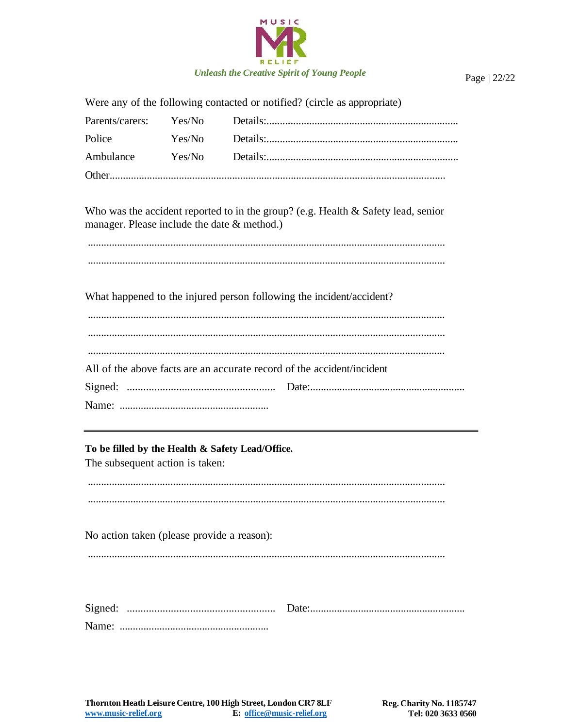Were any of the following contacted or notified? (circle as appropriate)

| | | |
|---|---|---|
| Parents/carers: | Yes/No | Details:....................................................................... |
| Police | Yes/No | Details:....................................................................... |
| Ambulance | Yes/No | Details:....................................................................... |

Other...........................................................................................................................

Who was the accident reported to in the group? (e.g. Health & Safety lead, senior manager. Please include the date & method.)

.....................................................................................................................................

.....................................................................................................................................

What happened to the injured person following the incident/accident?

.....................................................................................................................................

.....................................................................................................................................

.....................................................................................................................................

All of the above facts are an accurate record of the accident/incident

Signed: ...................................................... Date:.........................................................

Name: .......................................................

---

**To be filled by the Health & Safety Lead/Office.**

The subsequent action is taken:

.....................................................................................................................................

.....................................................................................................................................

No action taken (please provide a reason):

.....................................................................................................................................

Signed: ...................................................... Date:.........................................................

Name: .......................................................